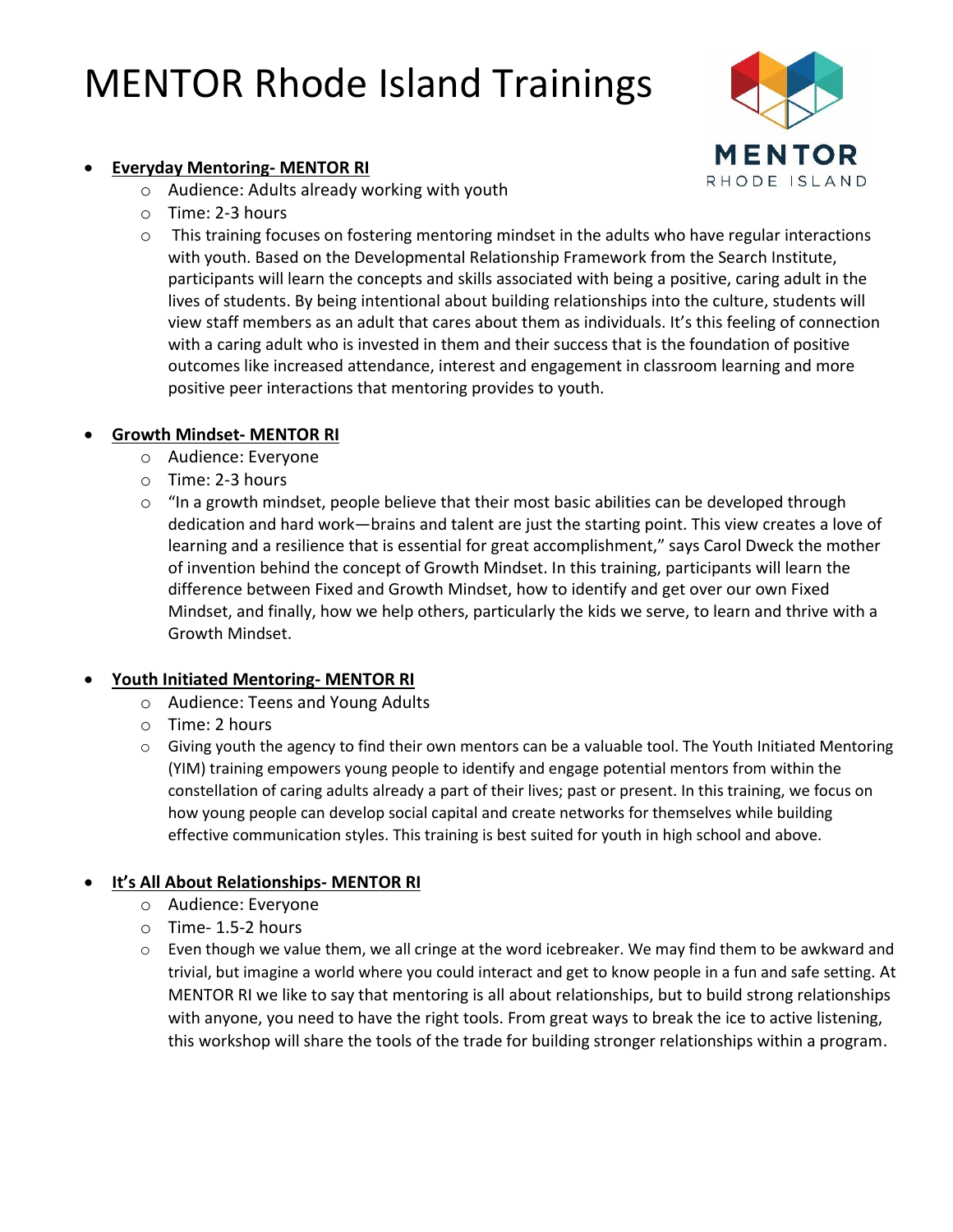# MENTOR Rhode Island Trainings

- **Everyday Mentoring- MENTOR RI**
  - Audience: Adults already working with youth
  - Time: 2-3 hours
  - This training focuses on fostering mentoring mindset in the adults who have regular interactions with youth. Based on the Developmental Relationship Framework from the Search Institute, participants will learn the concepts and skills associated with being a positive, caring adult in the lives of students. By being intentional about building relationships into the culture, students will view staff members as an adult that cares about them as individuals. It's this feeling of connection with a caring adult who is invested in them and their success that is the foundation of positive outcomes like increased attendance, interest and engagement in classroom learning and more positive peer interactions that mentoring provides to youth.

- **Growth Mindset- MENTOR RI**
  - Audience: Everyone
  - Time: 2-3 hours
  - "In a growth mindset, people believe that their most basic abilities can be developed through dedication and hard work—brains and talent are just the starting point. This view creates a love of learning and a resilience that is essential for great accomplishment," says Carol Dweck the mother of invention behind the concept of Growth Mindset. In this training, participants will learn the difference between Fixed and Growth Mindset, how to identify and get over our own Fixed Mindset, and finally, how we help others, particularly the kids we serve, to learn and thrive with a Growth Mindset.

- **Youth Initiated Mentoring- MENTOR RI**
  - Audience: Teens and Young Adults
  - Time: 2 hours
  - Giving youth the agency to find their own mentors can be a valuable tool. The Youth Initiated Mentoring (YIM) training empowers young people to identify and engage potential mentors from within the constellation of caring adults already a part of their lives; past or present. In this training, we focus on how young people can develop social capital and create networks for themselves while building effective communication styles. This training is best suited for youth in high school and above.

- **It's All About Relationships- MENTOR RI**
  - Audience: Everyone
  - Time- 1.5-2 hours
  - Even though we value them, we all cringe at the word icebreaker. We may find them to be awkward and trivial, but imagine a world where you could interact and get to know people in a fun and safe setting. At MENTOR RI we like to say that mentoring is all about relationships, but to build strong relationships with anyone, you need to have the right tools. From great ways to break the ice to active listening, this workshop will share the tools of the trade for building stronger relationships within a program.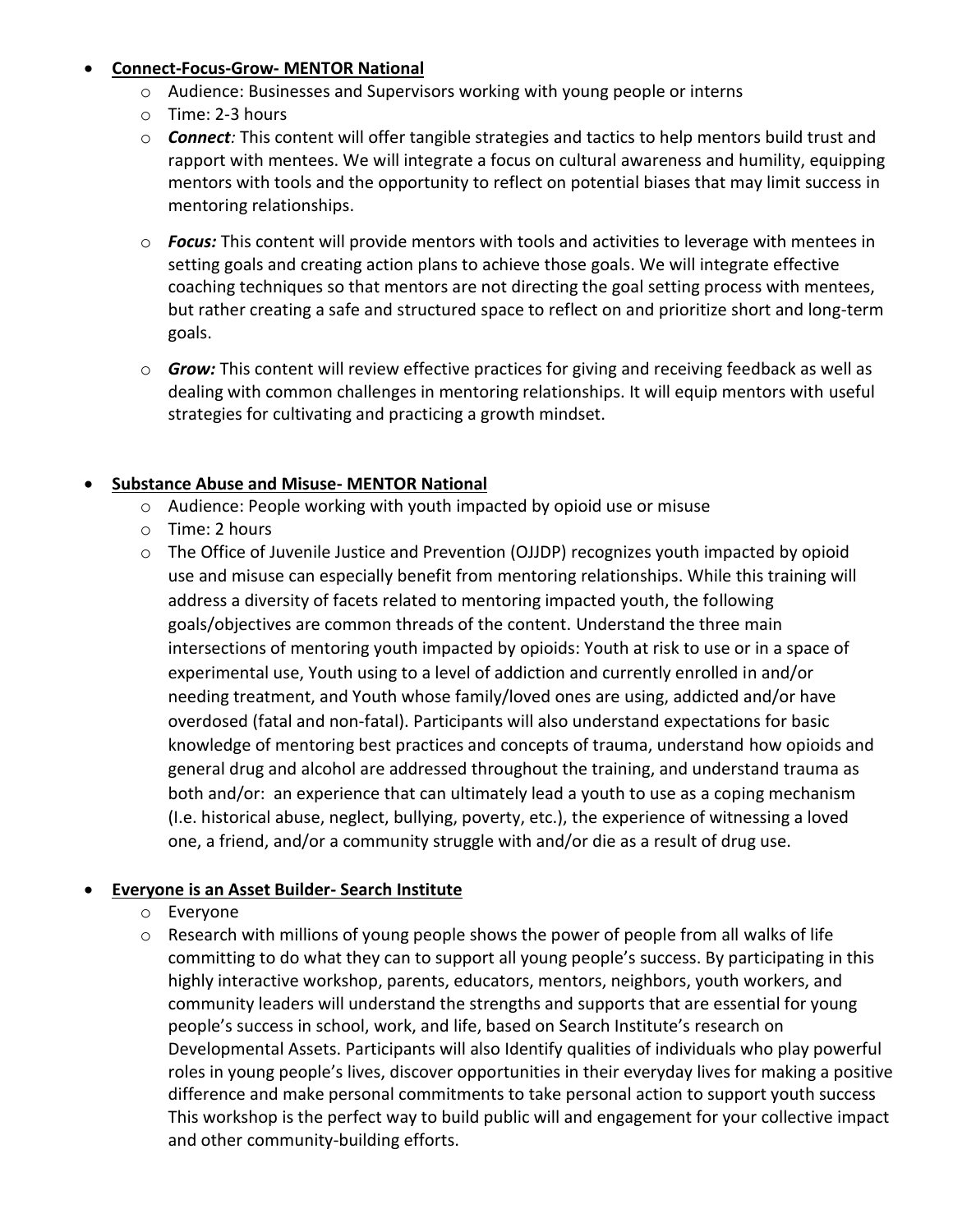- **<u>Connect-Focus-Grow- MENTOR National</u>**
  - Audience: Businesses and Supervisors working with young people or interns
  - Time: 2-3 hours
  - ***Connect:*** This content will offer tangible strategies and tactics to help mentors build trust and rapport with mentees. We will integrate a focus on cultural awareness and humility, equipping mentors with tools and the opportunity to reflect on potential biases that may limit success in mentoring relationships.
  - ***Focus:*** This content will provide mentors with tools and activities to leverage with mentees in setting goals and creating action plans to achieve those goals. We will integrate effective coaching techniques so that mentors are not directing the goal setting process with mentees, but rather creating a safe and structured space to reflect on and prioritize short and long-term goals.
  - ***Grow:*** This content will review effective practices for giving and receiving feedback as well as dealing with common challenges in mentoring relationships. It will equip mentors with useful strategies for cultivating and practicing a growth mindset.

- **<u>Substance Abuse and Misuse- MENTOR National</u>**
  - Audience: People working with youth impacted by opioid use or misuse
  - Time: 2 hours
  - The Office of Juvenile Justice and Prevention (OJJDP) recognizes youth impacted by opioid use and misuse can especially benefit from mentoring relationships. While this training will address a diversity of facets related to mentoring impacted youth, the following goals/objectives are common threads of the content. Understand the three main intersections of mentoring youth impacted by opioids: Youth at risk to use or in a space of experimental use, Youth using to a level of addiction and currently enrolled in and/or needing treatment, and Youth whose family/loved ones are using, addicted and/or have overdosed (fatal and non-fatal). Participants will also understand expectations for basic knowledge of mentoring best practices and concepts of trauma, understand how opioids and general drug and alcohol are addressed throughout the training, and understand trauma as both and/or: an experience that can ultimately lead a youth to use as a coping mechanism (I.e. historical abuse, neglect, bullying, poverty, etc.), the experience of witnessing a loved one, a friend, and/or a community struggle with and/or die as a result of drug use.

- **<u>Everyone is an Asset Builder- Search Institute</u>**
  - Everyone
  - Research with millions of young people shows the power of people from all walks of life committing to do what they can to support all young people's success. By participating in this highly interactive workshop, parents, educators, mentors, neighbors, youth workers, and community leaders will understand the strengths and supports that are essential for young people's success in school, work, and life, based on Search Institute's research on Developmental Assets. Participants will also Identify qualities of individuals who play powerful roles in young people's lives, discover opportunities in their everyday lives for making a positive difference and make personal commitments to take personal action to support youth success This workshop is the perfect way to build public will and engagement for your collective impact and other community-building efforts.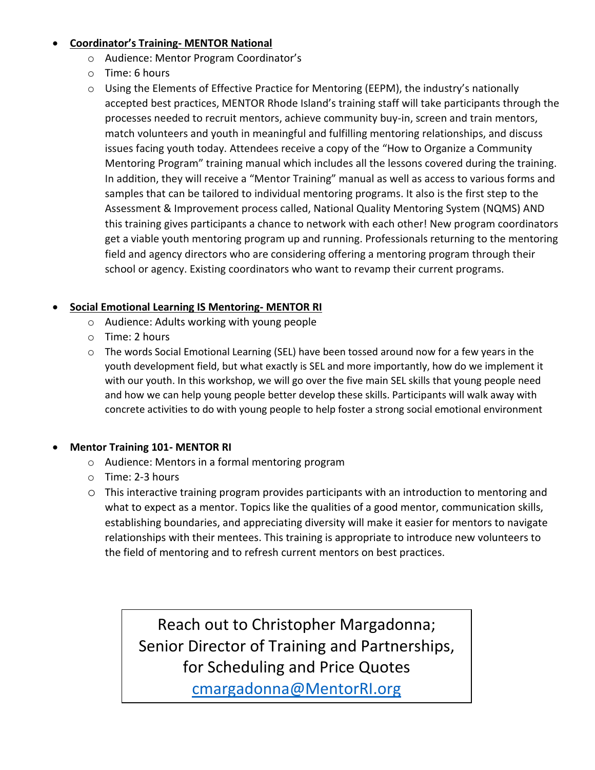- **<u>Coordinator's Training- MENTOR National</u>**
  - Audience: Mentor Program Coordinator's
  - Time: 6 hours
  - Using the Elements of Effective Practice for Mentoring (EEPM), the industry's nationally accepted best practices, MENTOR Rhode Island's training staff will take participants through the processes needed to recruit mentors, achieve community buy-in, screen and train mentors, match volunteers and youth in meaningful and fulfilling mentoring relationships, and discuss issues facing youth today. Attendees receive a copy of the "How to Organize a Community Mentoring Program" training manual which includes all the lessons covered during the training. In addition, they will receive a "Mentor Training" manual as well as access to various forms and samples that can be tailored to individual mentoring programs. It also is the first step to the Assessment & Improvement process called, National Quality Mentoring System (NQMS) AND this training gives participants a chance to network with each other! New program coordinators get a viable youth mentoring program up and running. Professionals returning to the mentoring field and agency directors who are considering offering a mentoring program through their school or agency. Existing coordinators who want to revamp their current programs.

- **<u>Social Emotional Learning IS Mentoring- MENTOR RI</u>**
  - Audience: Adults working with young people
  - Time: 2 hours
  - The words Social Emotional Learning (SEL) have been tossed around now for a few years in the youth development field, but what exactly is SEL and more importantly, how do we implement it with our youth. In this workshop, we will go over the five main SEL skills that young people need and how we can help young people better develop these skills. Participants will walk away with concrete activities to do with young people to help foster a strong social emotional environment

- **Mentor Training 101- MENTOR RI**
  - Audience: Mentors in a formal mentoring program
  - Time: 2-3 hours
  - This interactive training program provides participants with an introduction to mentoring and what to expect as a mentor. Topics like the qualities of a good mentor, communication skills, establishing boundaries, and appreciating diversity will make it easier for mentors to navigate relationships with their mentees. This training is appropriate to introduce new volunteers to the field of mentoring and to refresh current mentors on best practices.

Reach out to Christopher Margadonna; Senior Director of Training and Partnerships, for Scheduling and Price Quotes

cmargadonna@MentorRI.org